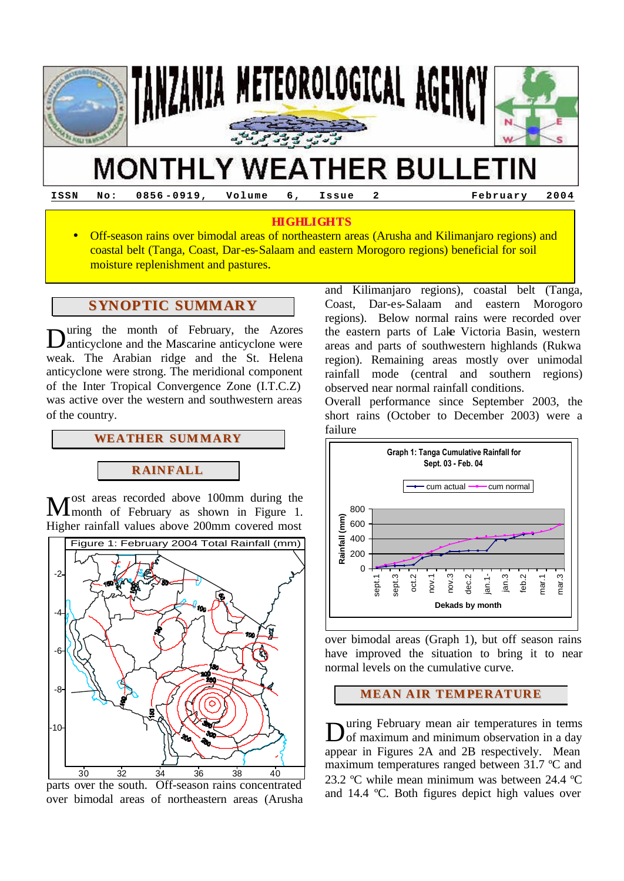# TANZANIA METEOROLOGICAL AGENCY

# MONTHLY WEATHER BULLETIN

ISSN No: 0856-0919, Volume 6, Issue 2 February 2004

**HIGHLIGHTS**

- Off-season rains over bimodal areas of northeastern areas (Arusha and Kilimanjaro regions) and coastal belt (Tanga, Coast, Dar-es-Salaam and eastern Morogoro regions) beneficial for soil moisture replenishment and pastures.

## SYNOPTIC SUMMARY

During the month of February, the Azores anticyclone and the Mascarine anticyclone were weak. The Arabian ridge and the St. Helena anticyclone were strong. The meridional component of the Inter Tropical Convergence Zone (I.T.C.Z) was active over the western and southwestern areas of the country.

## WEATHER SUMMARY

### RAINFALL

Most areas recorded above 100mm during the month of February as shown in Figure 1. Higher rainfall values above 200mm covered most parts over the south. Off-season rains concentrated over bimodal areas of northeastern areas (Arusha and Kilimanjaro regions), coastal belt (Tanga, Coast, Dar-es-Salaam and eastern Morogoro regions). Below normal rains were recorded over the eastern parts of Lake Victoria Basin, western areas and parts of southwestern highlands (Rukwa region). Remaining areas mostly over unimodal rainfall mode (central and southern regions) observed near normal rainfall conditions.

Figure 1: February 2004 Total Rainfall (mm)

Overall performance since September 2003, the short rains (October to December 2003) were a failure over bimodal areas (Graph 1), but off season rains have improved the situation to bring it to near normal levels on the cumulative curve.

Graph 1: Tanga Cumulative Rainfall for Sept. 03 - Feb. 04

### MEAN AIR TEMPERATURE

During February mean air temperatures in terms of maximum and minimum observation in a day appear in Figures 2A and 2B respectively. Mean maximum temperatures ranged between 31.7 ºC and 23.2 ºC while mean minimum was between 24.4 ºC and 14.4 ºC. Both figures depict high values over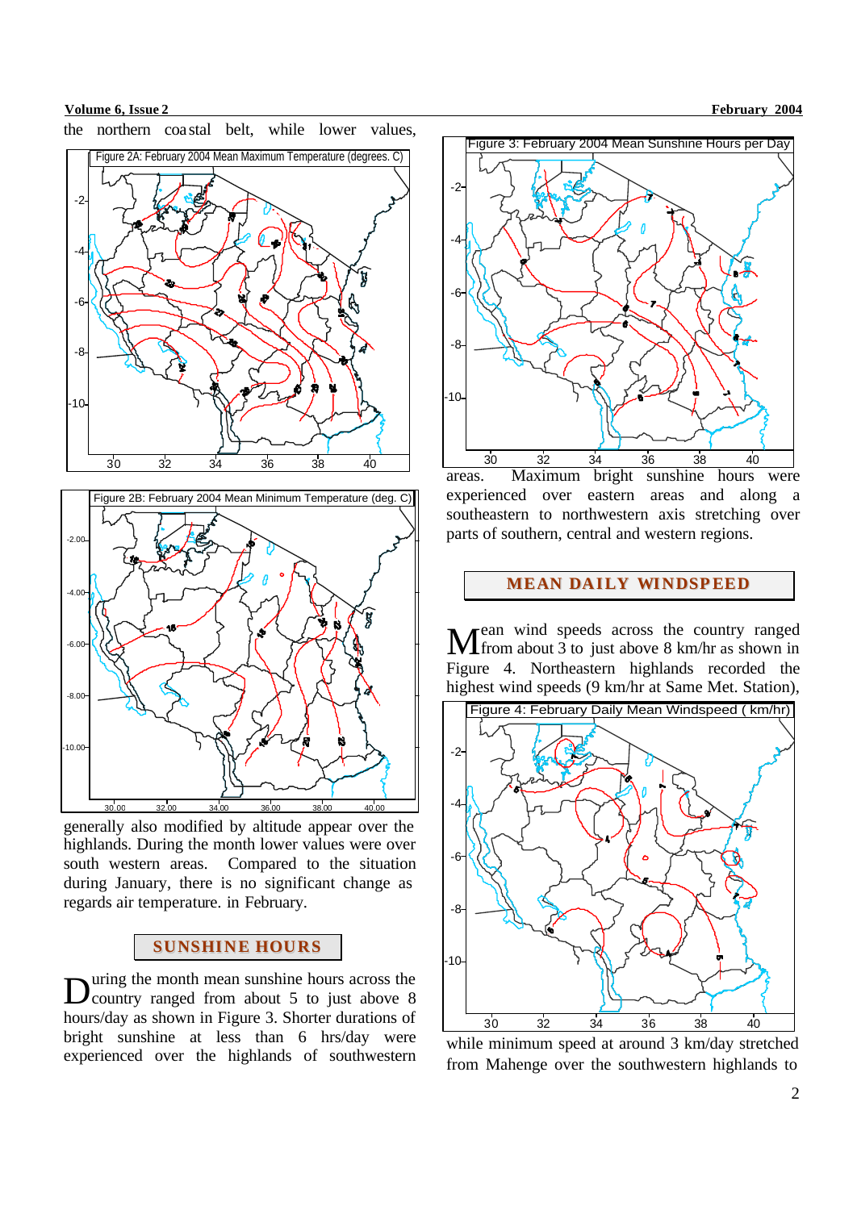the northern coastal belt, while lower values,

Figure 2A: February 2004 Mean Maximum Temperature (degrees. C)

Figure 2B: February 2004 Mean Minimum Temperature (deg. C)

generally also modified by altitude appear over the highlands. During the month lower values were over south western areas. Compared to the situation during January, there is no significant change as regards air temperature. in February.

## SUNSHINE HOURS

During the month mean sunshine hours across the country ranged from about 5 to just above 8 hours/day as shown in Figure 3. Shorter durations of bright sunshine at less than 6 hrs/day were experienced over the highlands of southwestern

Figure 3: February 2004 Mean Sunshine Hours per Day

areas. Maximum bright sunshine hours were experienced over eastern areas and along a southeastern to northwestern axis stretching over parts of southern, central and western regions.

## MEAN DAILY WINDSPEED

Mean wind speeds across the country ranged from about 3 to just above 8 km/hr as shown in Figure 4. Northeastern highlands recorded the highest wind speeds (9 km/hr at Same Met. Station),

Figure 4: February Daily Mean Windspeed ( km/hr)

while minimum speed at around 3 km/day stretched from Mahenge over the southwestern highlands to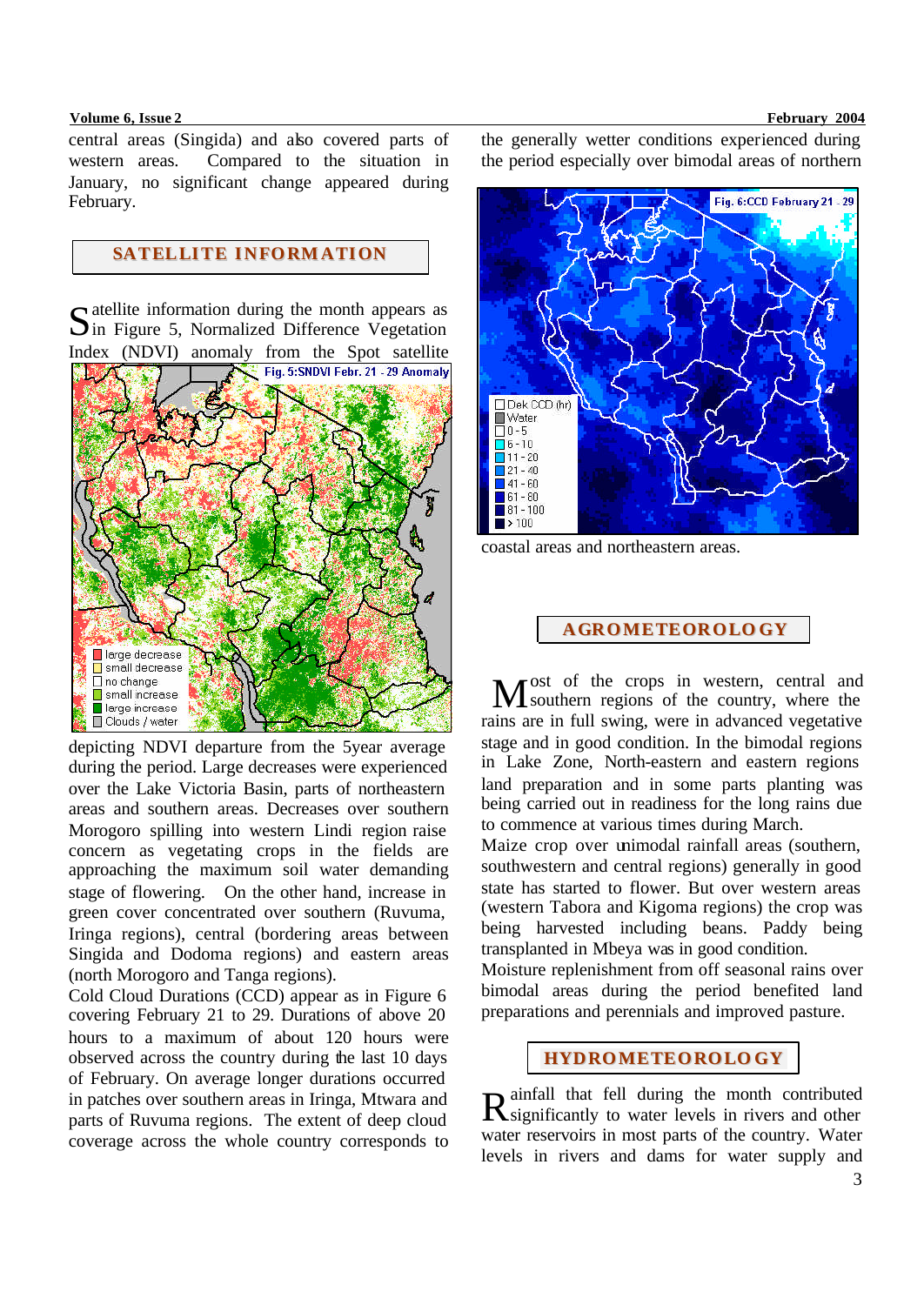central areas (Singida) and also covered parts of western areas. Compared to the situation in January, no significant change appeared during February.

## SATELLITE INFORMATION

Satellite information during the month appears as in Figure 5, Normalized Difference Vegetation Index (NDVI) anomaly from the Spot satellite depicting NDVI departure from the 5year average during the period. Large decreases were experienced over the Lake Victoria Basin, parts of northeastern areas and southern areas. Decreases over southern Morogoro spilling into western Lindi region raise concern as vegetating crops in the fields are approaching the maximum soil water demanding stage of flowering. On the other hand, increase in green cover concentrated over southern (Ruvuma, Iringa regions), central (bordering areas between Singida and Dodoma regions) and eastern areas (north Morogoro and Tanga regions).

Fig. 5:SNDVI Febr. 21 - 29 Anomaly

Cold Cloud Durations (CCD) appear as in Figure 6 covering February 21 to 29. Durations of above 20 hours to a maximum of about 120 hours were observed across the country during the last 10 days of February. On average longer durations occurred in patches over southern areas in Iringa, Mtwara and parts of Ruvuma regions. The extent of deep cloud coverage across the whole country corresponds to the generally wetter conditions experienced during the period especially over bimodal areas of northern coastal areas and northeastern areas.

Fig. 6:CCD February 21 - 29

## AGROMETEOROLOGY

Most of the crops in western, central and southern regions of the country, where the rains are in full swing, were in advanced vegetative stage and in good condition. In the bimodal regions in Lake Zone, North-eastern and eastern regions land preparation and in some parts planting was being carried out in readiness for the long rains due to commence at various times during March.

Maize crop over unimodal rainfall areas (southern, southwestern and central regions) generally in good state has started to flower. But over western areas (western Tabora and Kigoma regions) the crop was being harvested including beans. Paddy being transplanted in Mbeya was in good condition.

Moisture replenishment from off seasonal rains over bimodal areas during the period benefited land preparations and perennials and improved pasture.

## HYDROMETEOROLOGY

Rainfall that fell during the month contributed significantly to water levels in rivers and other water reservoirs in most parts of the country. Water levels in rivers and dams for water supply and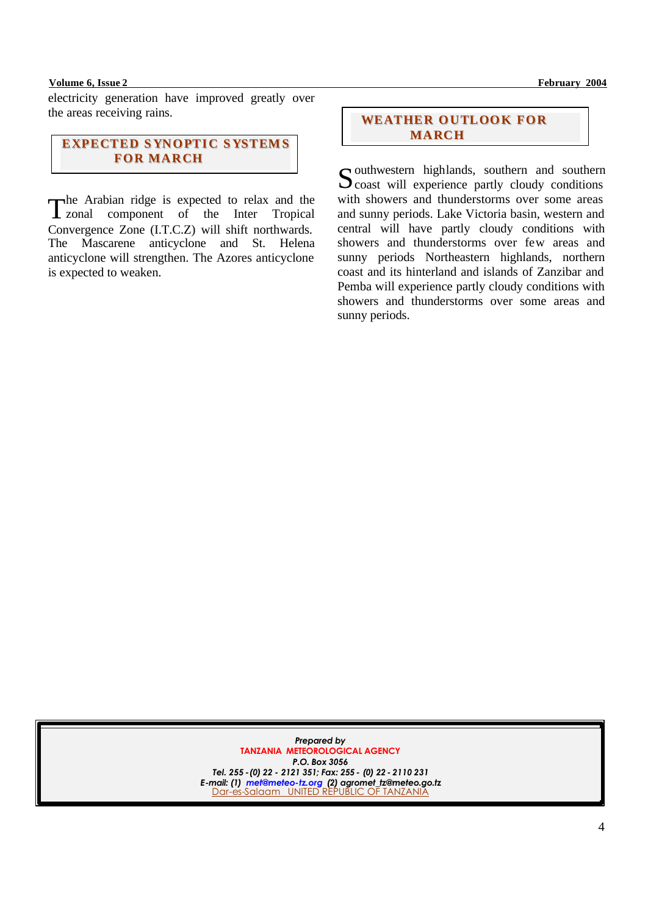electricity generation have improved greatly over the areas receiving rains.

## EXPECTED SYNOPTIC SYSTEMS FOR MARCH

The Arabian ridge is expected to relax and the zonal component of the Inter Tropical Convergence Zone (I.T.C.Z) will shift northwards. The Mascarene anticyclone and St. Helena anticyclone will strengthen. The Azores anticyclone is expected to weaken.

## WEATHER OUTLOOK FOR MARCH

Southwestern highlands, southern and southern coast will experience partly cloudy conditions with showers and thunderstorms over some areas and sunny periods. Lake Victoria basin, western and central will have partly cloudy conditions with showers and thunderstorms over few areas and sunny periods Northeastern highlands, northern coast and its hinterland and islands of Zanzibar and Pemba will experience partly cloudy conditions with showers and thunderstorms over some areas and sunny periods.

*Prepared by*
**TANZANIA METEOROLOGICAL AGENCY**
*P.O. Box 3056*
*Tel. 255 - (0) 22 - 2121 351; Fax: 255 - (0) 22 - 2110 231*
*E-mail: (1) met@meteo-tz.org (2) agromet_tz@meteo.go.tz*
Dar-es-Salaam UNITED REPUBLIC OF TANZANIA